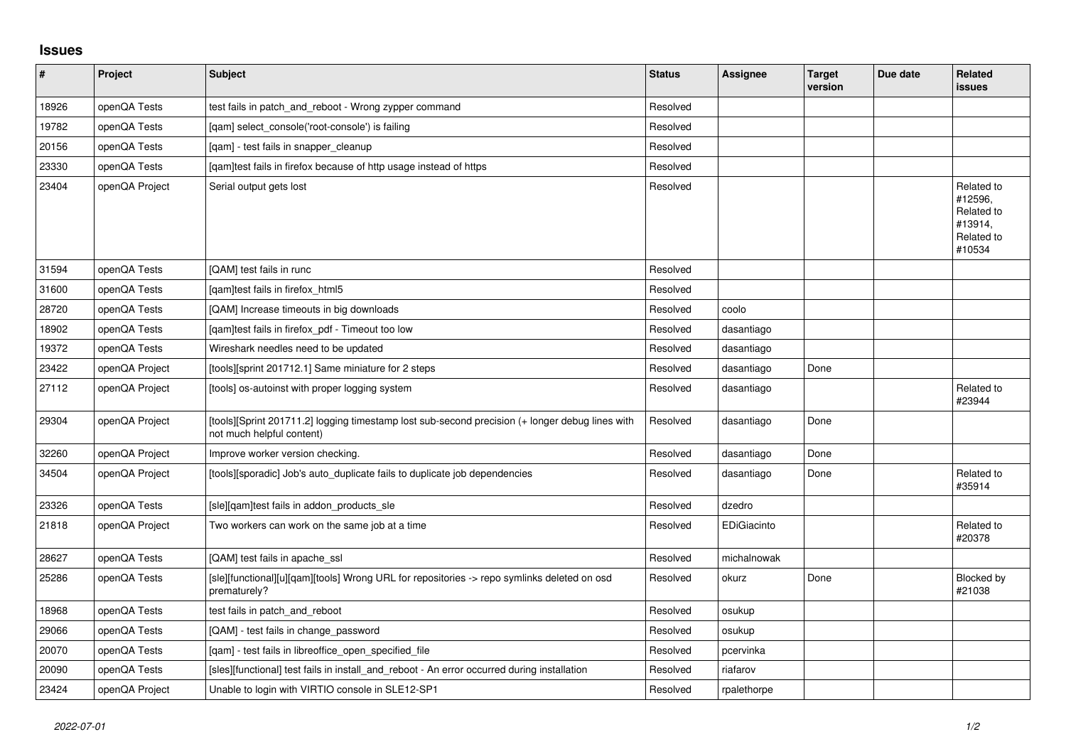## Issues

| # | Project | Subject | Status | Assignee | Target version | Due date | Related issues |
|---|---|---|---|---|---|---|---|
| 18926 | openQA Tests | test fails in patch_and_reboot - Wrong zypper command | Resolved | | | | |
| 19782 | openQA Tests | [qam] select_console('root-console') is failing | Resolved | | | | |
| 20156 | openQA Tests | [qam] - test fails in snapper_cleanup | Resolved | | | | |
| 23330 | openQA Tests | [qam]test fails in firefox because of http usage instead of https | Resolved | | | | |
| 23404 | openQA Project | Serial output gets lost | Resolved | | | | Related to #12596, Related to #13914, Related to #10534 |
| 31594 | openQA Tests | [QAM] test fails in runc | Resolved | | | | |
| 31600 | openQA Tests | [qam]test fails in firefox_html5 | Resolved | | | | |
| 28720 | openQA Tests | [QAM] Increase timeouts in big downloads | Resolved | coolo | | | |
| 18902 | openQA Tests | [qam]test fails in firefox_pdf - Timeout too low | Resolved | dasantiago | | | |
| 19372 | openQA Tests | Wireshark needles need to be updated | Resolved | dasantiago | | | |
| 23422 | openQA Project | [tools][sprint 201712.1] Same miniature for 2 steps | Resolved | dasantiago | Done | | |
| 27112 | openQA Project | [tools] os-autoinst with proper logging system | Resolved | dasantiago | | | Related to #23944 |
| 29304 | openQA Project | [tools][Sprint 201711.2] logging timestamp lost sub-second precision (+ longer debug lines with not much helpful content) | Resolved | dasantiago | Done | | |
| 32260 | openQA Project | Improve worker version checking. | Resolved | dasantiago | Done | | |
| 34504 | openQA Project | [tools][sporadic] Job's auto_duplicate fails to duplicate job dependencies | Resolved | dasantiago | Done | | Related to #35914 |
| 23326 | openQA Tests | [sle][qam]test fails in addon_products_sle | Resolved | dzedro | | | |
| 21818 | openQA Project | Two workers can work on the same job at a time | Resolved | EDiGiacinto | | | Related to #20378 |
| 28627 | openQA Tests | [QAM] test fails in apache_ssl | Resolved | michalnowak | | | |
| 25286 | openQA Tests | [sle][functional][u][qam][tools] Wrong URL for repositories -> repo symlinks deleted on osd prematurely? | Resolved | okurz | Done | | Blocked by #21038 |
| 18968 | openQA Tests | test fails in patch_and_reboot | Resolved | osukup | | | |
| 29066 | openQA Tests | [QAM] - test fails in change_password | Resolved | osukup | | | |
| 20070 | openQA Tests | [qam] - test fails in libreoffice_open_specified_file | Resolved | pcervinka | | | |
| 20090 | openQA Tests | [sles][functional] test fails in install_and_reboot - An error occurred during installation | Resolved | riafarov | | | |
| 23424 | openQA Project | Unable to login with VIRTIO console in SLE12-SP1 | Resolved | rpalethorpe | | | |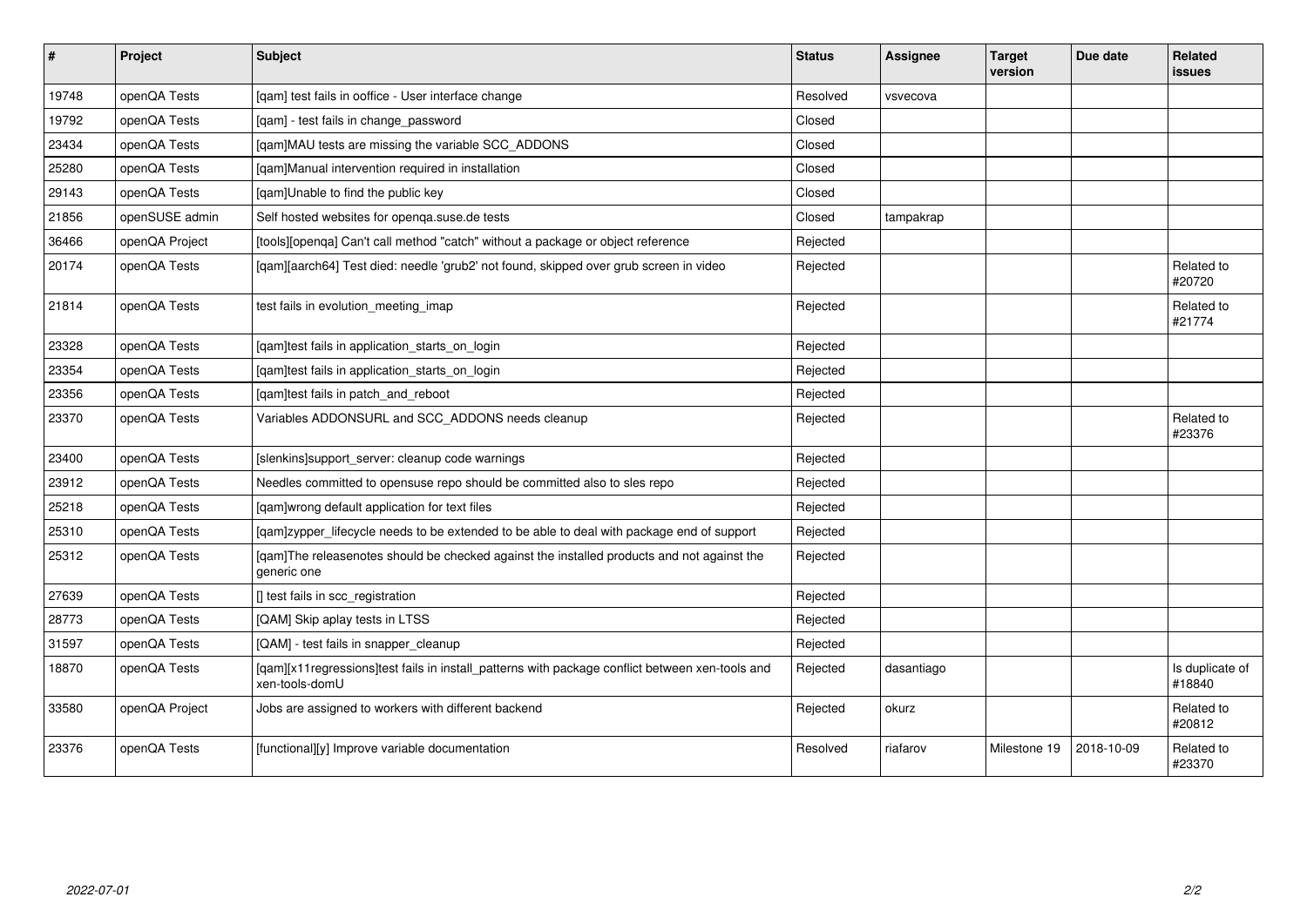| # | Project | Subject | Status | Assignee | Target version | Due date | Related issues |
|---|---|---|---|---|---|---|---|
| 19748 | openQA Tests | [qam] test fails in ooffice - User interface change | Resolved | vsvecova | | | |
| 19792 | openQA Tests | [qam] - test fails in change_password | Closed | | | | |
| 23434 | openQA Tests | [qam]MAU tests are missing the variable SCC_ADDONS | Closed | | | | |
| 25280 | openQA Tests | [qam]Manual intervention required in installation | Closed | | | | |
| 29143 | openQA Tests | [qam]Unable to find the public key | Closed | | | | |
| 21856 | openSUSE admin | Self hosted websites for openqa.suse.de tests | Closed | tampakrap | | | |
| 36466 | openQA Project | [tools][openqa] Can't call method "catch" without a package or object reference | Rejected | | | | |
| 20174 | openQA Tests | [qam][aarch64] Test died: needle 'grub2' not found, skipped over grub screen in video | Rejected | | | | Related to #20720 |
| 21814 | openQA Tests | test fails in evolution_meeting_imap | Rejected | | | | Related to #21774 |
| 23328 | openQA Tests | [qam]test fails in application_starts_on_login | Rejected | | | | |
| 23354 | openQA Tests | [qam]test fails in application_starts_on_login | Rejected | | | | |
| 23356 | openQA Tests | [qam]test fails in patch_and_reboot | Rejected | | | | |
| 23370 | openQA Tests | Variables ADDONSURL and SCC_ADDONS needs cleanup | Rejected | | | | Related to #23376 |
| 23400 | openQA Tests | [slenkins]support_server: cleanup code warnings | Rejected | | | | |
| 23912 | openQA Tests | Needles committed to opensuse repo should be committed also to sles repo | Rejected | | | | |
| 25218 | openQA Tests | [qam]wrong default application for text files | Rejected | | | | |
| 25310 | openQA Tests | [qam]zypper_lifecycle needs to be extended to be able to deal with package end of support | Rejected | | | | |
| 25312 | openQA Tests | [qam]The releasenotes should be checked against the installed products and not against the generic one | Rejected | | | | |
| 27639 | openQA Tests | [] test fails in scc_registration | Rejected | | | | |
| 28773 | openQA Tests | [QAM] Skip aplay tests in LTSS | Rejected | | | | |
| 31597 | openQA Tests | [QAM] - test fails in snapper_cleanup | Rejected | | | | |
| 18870 | openQA Tests | [qam][x11regressions]test fails in install_patterns with package conflict between xen-tools and xen-tools-domU | Rejected | dasantiago | | | Is duplicate of #18840 |
| 33580 | openQA Project | Jobs are assigned to workers with different backend | Rejected | okurz | | | Related to #20812 |
| 23376 | openQA Tests | [functional][y] Improve variable documentation | Resolved | riafarov | Milestone 19 | 2018-10-09 | Related to #23370 |